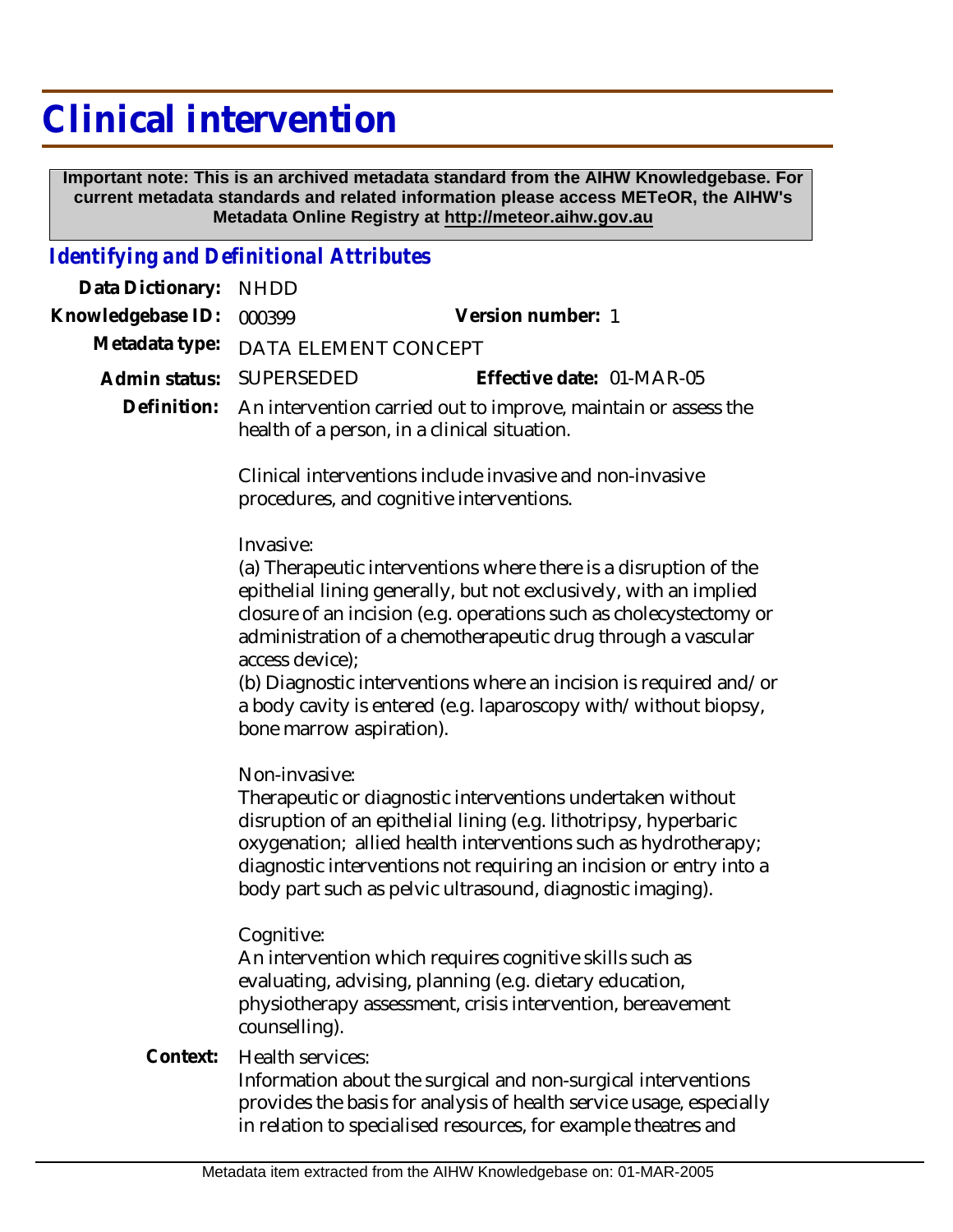# Clinical intervention

**Important note: This is an archived metadata standard from the AIHW Knowledgebase. For current metadata standards and related information please access METeOR, the AIHW's Metadata Online Registry at http://meteor.aihw.gov.au**

## *Identifying and Definitional Attributes*

**Data Dictionary:** NHDD

**Knowledgebase ID:** 000399 **Version number:** 1

**Metadata type:** DATA ELEMENT CONCEPT

**Admin status:** SUPERSEDED **Effective date:** 01-MAR-05

**Definition:** An intervention carried out to improve, maintain or assess the health of a person, in a clinical situation.

Clinical interventions include invasive and non-invasive procedures, and cognitive interventions.

Invasive:
(a) Therapeutic interventions where there is a disruption of the epithelial lining generally, but not exclusively, with an implied closure of an incision (e.g. operations such as cholecystectomy or administration of a chemotherapeutic drug through a vascular access device);
(b) Diagnostic interventions where an incision is required and/or a body cavity is entered (e.g. laparoscopy with/without biopsy, bone marrow aspiration).

Non-invasive:
Therapeutic or diagnostic interventions undertaken without disruption of an epithelial lining (e.g. lithotripsy, hyperbaric oxygenation; allied health interventions such as hydrotherapy; diagnostic interventions not requiring an incision or entry into a body part such as pelvic ultrasound, diagnostic imaging).

Cognitive:
An intervention which requires cognitive skills such as evaluating, advising, planning (e.g. dietary education, physiotherapy assessment, crisis intervention, bereavement counselling).

**Context:** Health services:
Information about the surgical and non-surgical interventions provides the basis for analysis of health service usage, especially in relation to specialised resources, for example theatres and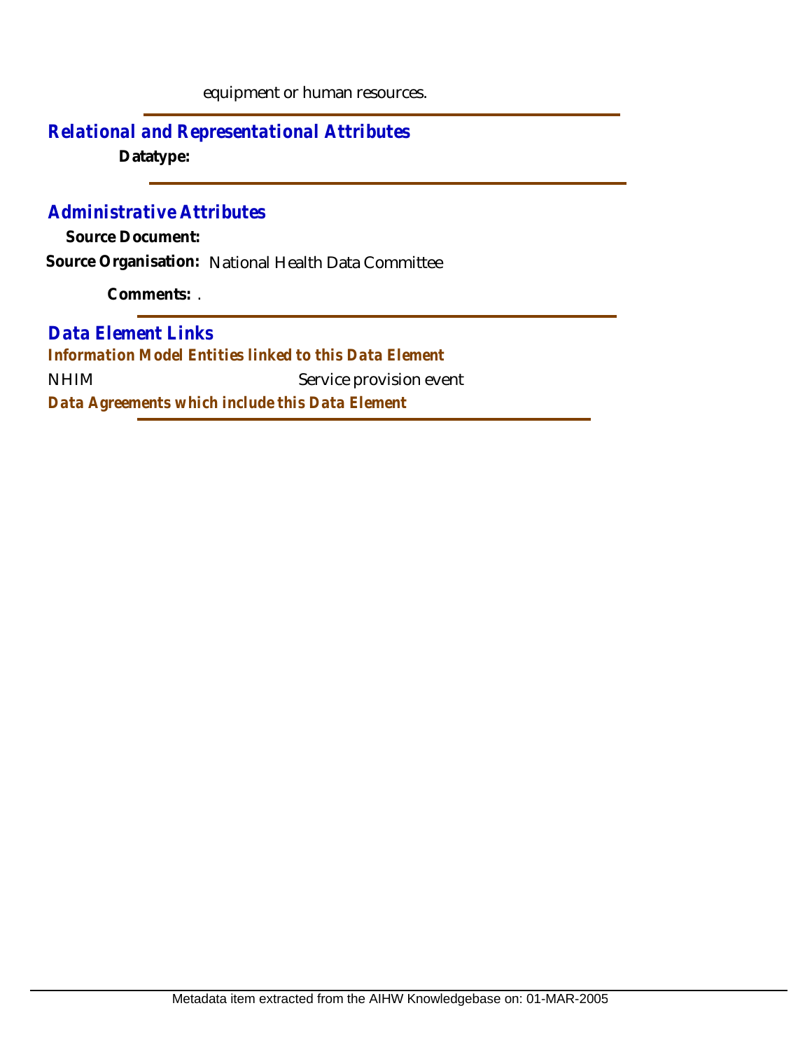equipment or human resources.

## Relational and Representational Attributes

**Datatype:**

## Administrative Attributes

**Source Document:**

**Source Organisation:** National Health Data Committee

**Comments:** .

## Data Element Links

***Information Model Entities linked to this Data Element***

| | |
|---|---|
| NHIM | Service provision event |

***Data Agreements which include this Data Element***

Metadata item extracted from the AIHW Knowledgebase on: 01-MAR-2005